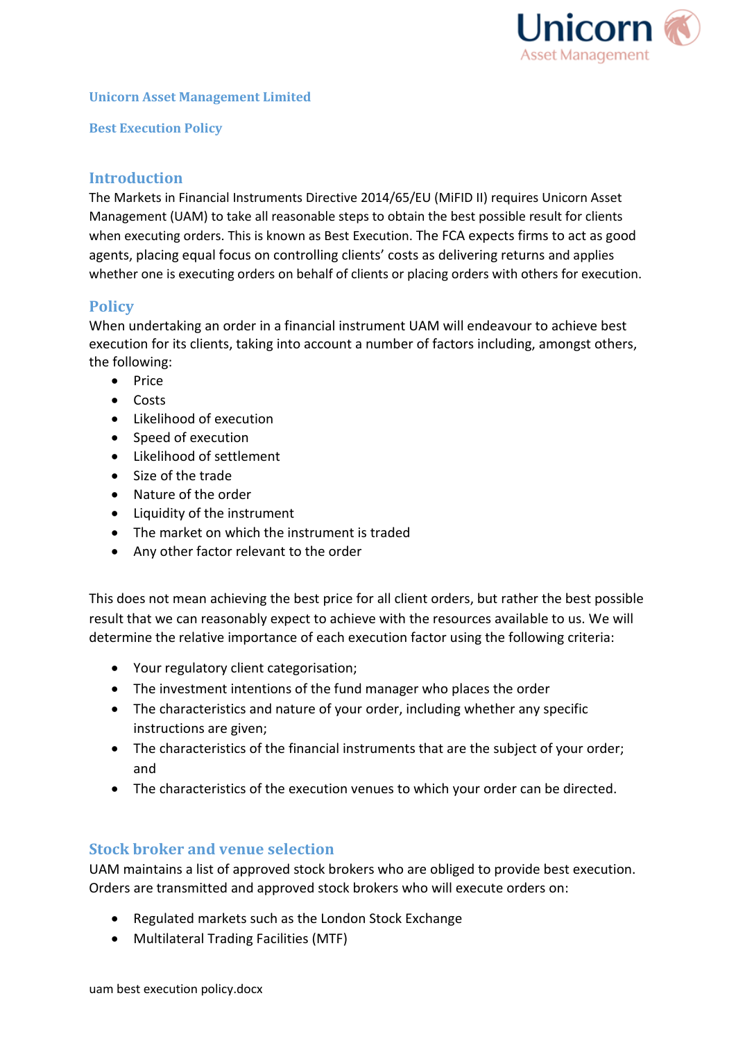**Unicorn Asset Management Limited**

**Best Execution Policy**

## Introduction

The Markets in Financial Instruments Directive 2014/65/EU (MiFID II) requires Unicorn Asset Management (UAM) to take all reasonable steps to obtain the best possible result for clients when executing orders. This is known as Best Execution. The FCA expects firms to act as good agents, placing equal focus on controlling clients' costs as delivering returns and applies whether one is executing orders on behalf of clients or placing orders with others for execution.

## Policy

When undertaking an order in a financial instrument UAM will endeavour to achieve best execution for its clients, taking into account a number of factors including, amongst others, the following:

- Price
- Costs
- Likelihood of execution
- Speed of execution
- Likelihood of settlement
- Size of the trade
- Nature of the order
- Liquidity of the instrument
- The market on which the instrument is traded
- Any other factor relevant to the order

This does not mean achieving the best price for all client orders, but rather the best possible result that we can reasonably expect to achieve with the resources available to us. We will determine the relative importance of each execution factor using the following criteria:

- Your regulatory client categorisation;
- The investment intentions of the fund manager who places the order
- The characteristics and nature of your order, including whether any specific instructions are given;
- The characteristics of the financial instruments that are the subject of your order; and
- The characteristics of the execution venues to which your order can be directed.

## Stock broker and venue selection

UAM maintains a list of approved stock brokers who are obliged to provide best execution. Orders are transmitted and approved stock brokers who will execute orders on:

- Regulated markets such as the London Stock Exchange
- Multilateral Trading Facilities (MTF)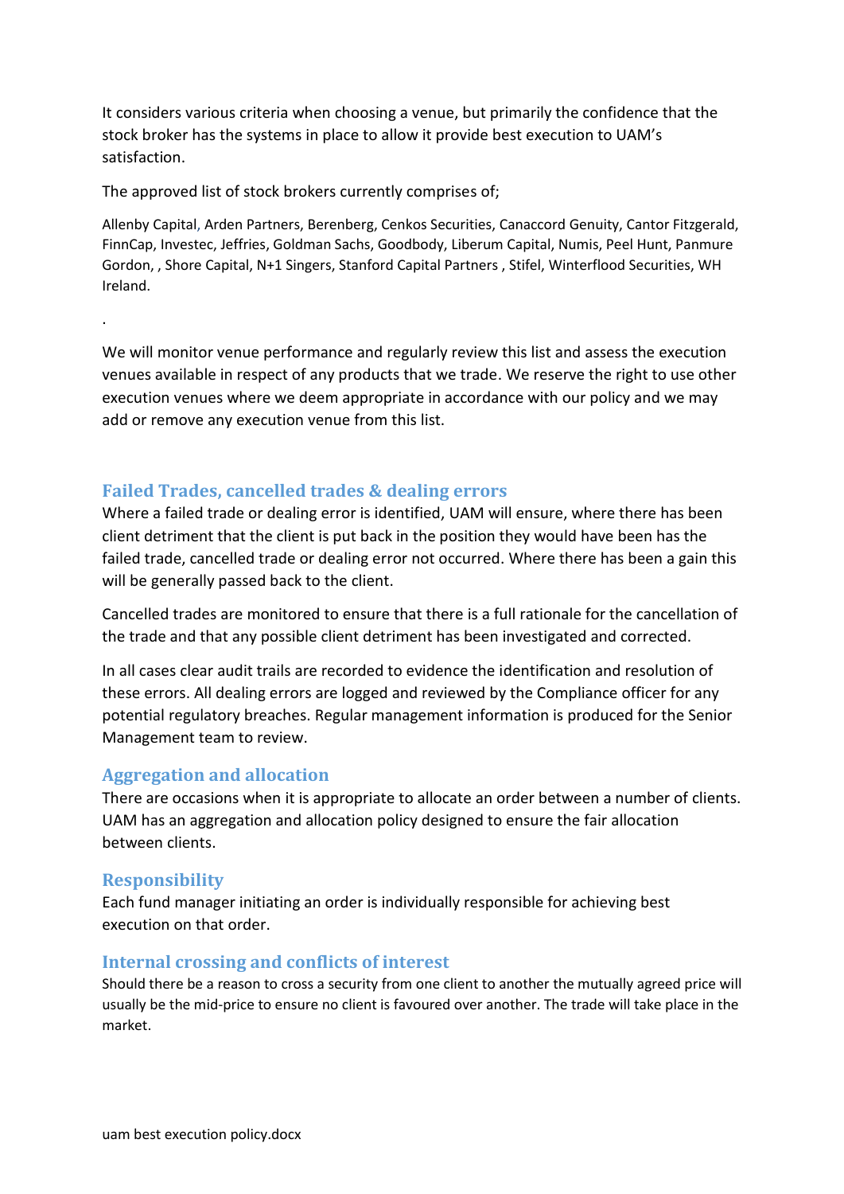It considers various criteria when choosing a venue, but primarily the confidence that the stock broker has the systems in place to allow it provide best execution to UAM's satisfaction.

The approved list of stock brokers currently comprises of;

Allenby Capital, Arden Partners, Berenberg, Cenkos Securities, Canaccord Genuity, Cantor Fitzgerald, FinnCap, Investec, Jeffries, Goldman Sachs, Goodbody, Liberum Capital, Numis, Peel Hunt, Panmure Gordon, , Shore Capital, N+1 Singers, Stanford Capital Partners , Stifel, Winterflood Securities, WH Ireland.

.

We will monitor venue performance and regularly review this list and assess the execution venues available in respect of any products that we trade. We reserve the right to use other execution venues where we deem appropriate in accordance with our policy and we may add or remove any execution venue from this list.

## Failed Trades, cancelled trades & dealing errors

Where a failed trade or dealing error is identified, UAM will ensure, where there has been client detriment that the client is put back in the position they would have been has the failed trade, cancelled trade or dealing error not occurred. Where there has been a gain this will be generally passed back to the client.

Cancelled trades are monitored to ensure that there is a full rationale for the cancellation of the trade and that any possible client detriment has been investigated and corrected.

In all cases clear audit trails are recorded to evidence the identification and resolution of these errors. All dealing errors are logged and reviewed by the Compliance officer for any potential regulatory breaches. Regular management information is produced for the Senior Management team to review.

## Aggregation and allocation

There are occasions when it is appropriate to allocate an order between a number of clients. UAM has an aggregation and allocation policy designed to ensure the fair allocation between clients.

## Responsibility

Each fund manager initiating an order is individually responsible for achieving best execution on that order.

## Internal crossing and conflicts of interest

Should there be a reason to cross a security from one client to another the mutually agreed price will usually be the mid-price to ensure no client is favoured over another. The trade will take place in the market.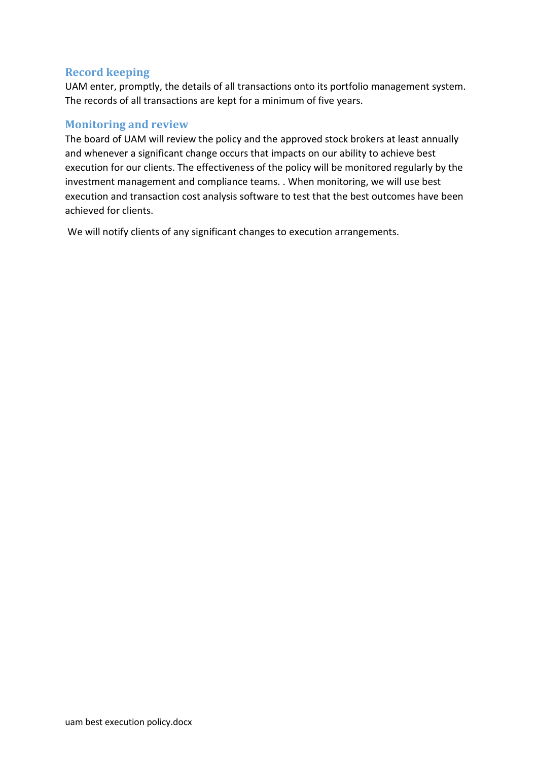## Record keeping

UAM enter, promptly, the details of all transactions onto its portfolio management system. The records of all transactions are kept for a minimum of five years.

## Monitoring and review

The board of UAM will review the policy and the approved stock brokers at least annually and whenever a significant change occurs that impacts on our ability to achieve best execution for our clients. The effectiveness of the policy will be monitored regularly by the investment management and compliance teams. . When monitoring, we will use best execution and transaction cost analysis software to test that the best outcomes have been achieved for clients.

We will notify clients of any significant changes to execution arrangements.